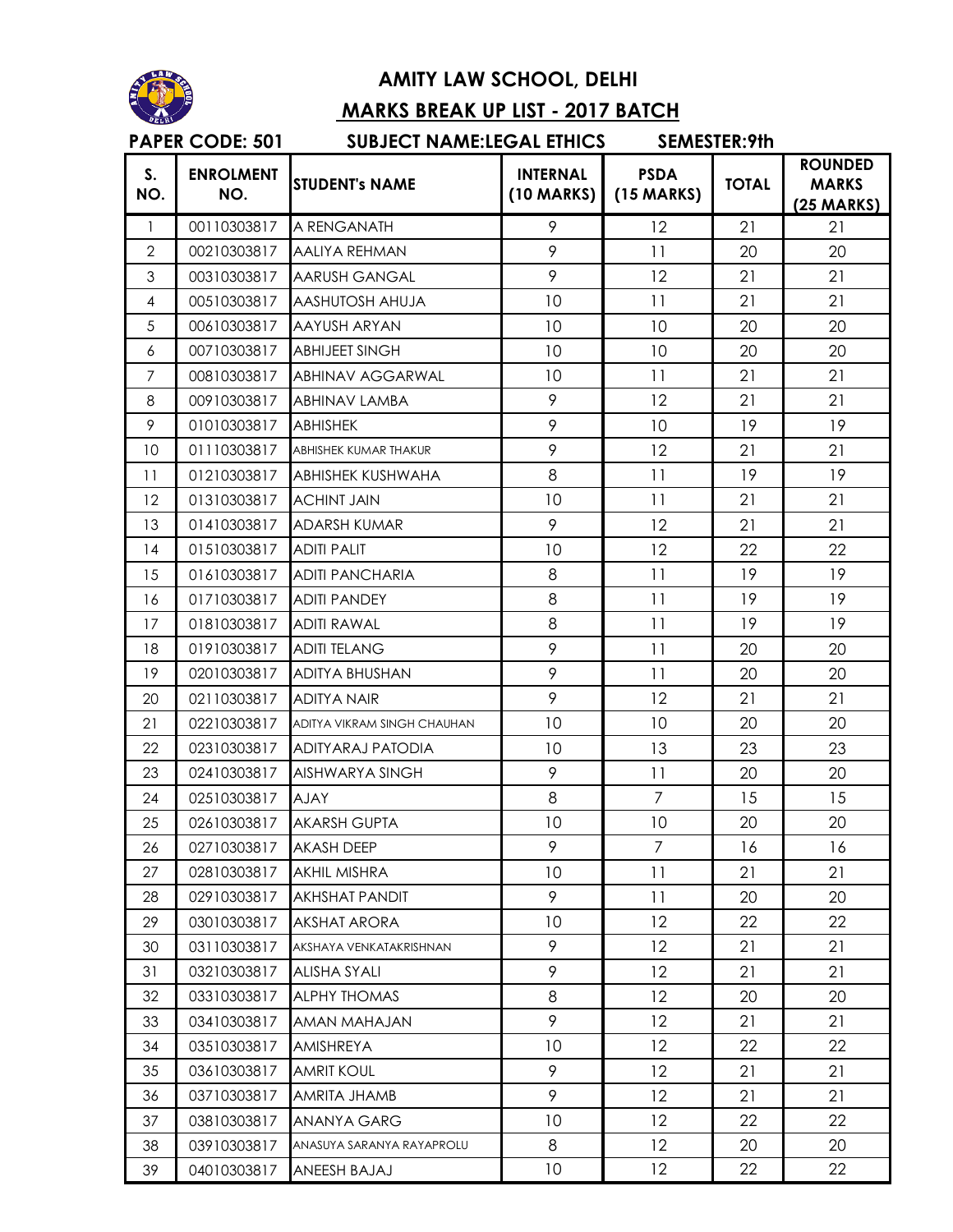# AMITY LAW SCHOOL, DELHI

## MARKS BREAK UP LIST - 2017 BATCH

**PAPER CODE: 501** **SUBJECT NAME:LEGAL ETHICS** **SEMESTER:9th**

| S. NO. | ENROLMENT NO. | STUDENT's NAME | INTERNAL (10 MARKS) | PSDA (15 MARKS) | TOTAL | ROUNDED MARKS (25 MARKS) |
|---|---|---|---|---|---|---|
| 1 | 00110303817 | A RENGANATH | 9 | 12 | 21 | 21 |
| 2 | 00210303817 | AALIYA REHMAN | 9 | 11 | 20 | 20 |
| 3 | 00310303817 | AARUSH GANGAL | 9 | 12 | 21 | 21 |
| 4 | 00510303817 | AASHUTOSH AHUJA | 10 | 11 | 21 | 21 |
| 5 | 00610303817 | AAYUSH ARYAN | 10 | 10 | 20 | 20 |
| 6 | 00710303817 | ABHIJEET SINGH | 10 | 10 | 20 | 20 |
| 7 | 00810303817 | ABHINAV AGGARWAL | 10 | 11 | 21 | 21 |
| 8 | 00910303817 | ABHINAV LAMBA | 9 | 12 | 21 | 21 |
| 9 | 01010303817 | ABHISHEK | 9 | 10 | 19 | 19 |
| 10 | 01110303817 | ABHISHEK KUMAR THAKUR | 9 | 12 | 21 | 21 |
| 11 | 01210303817 | ABHISHEK KUSHWAHA | 8 | 11 | 19 | 19 |
| 12 | 01310303817 | ACHINT JAIN | 10 | 11 | 21 | 21 |
| 13 | 01410303817 | ADARSH KUMAR | 9 | 12 | 21 | 21 |
| 14 | 01510303817 | ADITI PALIT | 10 | 12 | 22 | 22 |
| 15 | 01610303817 | ADITI PANCHARIA | 8 | 11 | 19 | 19 |
| 16 | 01710303817 | ADITI PANDEY | 8 | 11 | 19 | 19 |
| 17 | 01810303817 | ADITI RAWAL | 8 | 11 | 19 | 19 |
| 18 | 01910303817 | ADITI TELANG | 9 | 11 | 20 | 20 |
| 19 | 02010303817 | ADITYA BHUSHAN | 9 | 11 | 20 | 20 |
| 20 | 02110303817 | ADITYA NAIR | 9 | 12 | 21 | 21 |
| 21 | 02210303817 | ADITYA VIKRAM SINGH CHAUHAN | 10 | 10 | 20 | 20 |
| 22 | 02310303817 | ADITYARAJ PATODIA | 10 | 13 | 23 | 23 |
| 23 | 02410303817 | AISHWARYA SINGH | 9 | 11 | 20 | 20 |
| 24 | 02510303817 | AJAY | 8 | 7 | 15 | 15 |
| 25 | 02610303817 | AKARSH GUPTA | 10 | 10 | 20 | 20 |
| 26 | 02710303817 | AKASH DEEP | 9 | 7 | 16 | 16 |
| 27 | 02810303817 | AKHIL MISHRA | 10 | 11 | 21 | 21 |
| 28 | 02910303817 | AKHSHAT PANDIT | 9 | 11 | 20 | 20 |
| 29 | 03010303817 | AKSHAT ARORA | 10 | 12 | 22 | 22 |
| 30 | 03110303817 | AKSHAYA VENKATAKRISHNAN | 9 | 12 | 21 | 21 |
| 31 | 03210303817 | ALISHA SYALI | 9 | 12 | 21 | 21 |
| 32 | 03310303817 | ALPHY THOMAS | 8 | 12 | 20 | 20 |
| 33 | 03410303817 | AMAN MAHAJAN | 9 | 12 | 21 | 21 |
| 34 | 03510303817 | AMISHREYA | 10 | 12 | 22 | 22 |
| 35 | 03610303817 | AMRIT KOUL | 9 | 12 | 21 | 21 |
| 36 | 03710303817 | AMRITA JHAMB | 9 | 12 | 21 | 21 |
| 37 | 03810303817 | ANANYA GARG | 10 | 12 | 22 | 22 |
| 38 | 03910303817 | ANASUYA SARANYA RAYAPROLU | 8 | 12 | 20 | 20 |
| 39 | 04010303817 | ANEESH BAJAJ | 10 | 12 | 22 | 22 |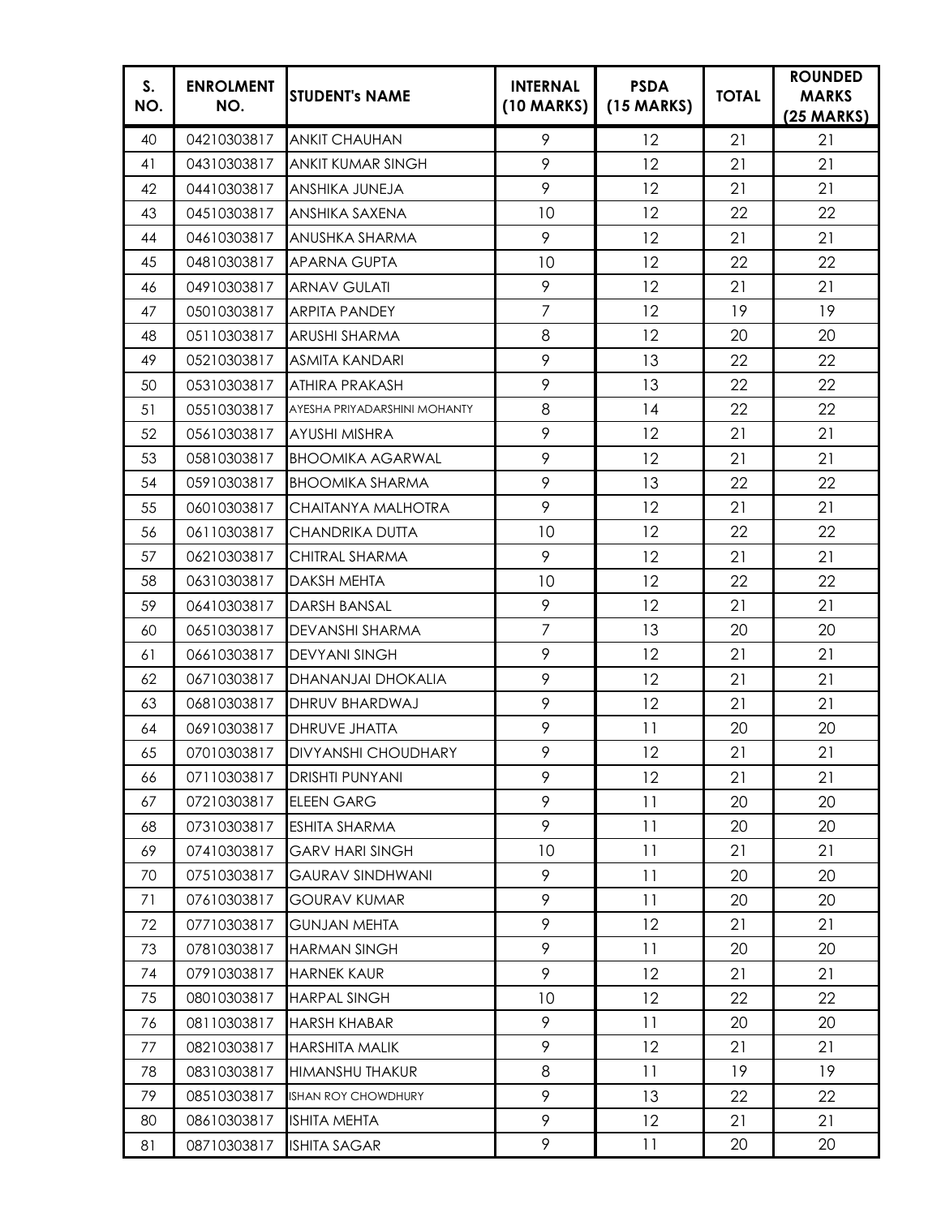| S. NO. | ENROLMENT NO. | STUDENT's NAME | INTERNAL (10 MARKS) | PSDA (15 MARKS) | TOTAL | ROUNDED MARKS (25 MARKS) |
|---|---|---|---|---|---|---|
| 40 | 04210303817 | ANKIT CHAUHAN | 9 | 12 | 21 | 21 |
| 41 | 04310303817 | ANKIT KUMAR SINGH | 9 | 12 | 21 | 21 |
| 42 | 04410303817 | ANSHIKA JUNEJA | 9 | 12 | 21 | 21 |
| 43 | 04510303817 | ANSHIKA SAXENA | 10 | 12 | 22 | 22 |
| 44 | 04610303817 | ANUSHKA SHARMA | 9 | 12 | 21 | 21 |
| 45 | 04810303817 | APARNA GUPTA | 10 | 12 | 22 | 22 |
| 46 | 04910303817 | ARNAV GULATI | 9 | 12 | 21 | 21 |
| 47 | 05010303817 | ARPITA PANDEY | 7 | 12 | 19 | 19 |
| 48 | 05110303817 | ARUSHI SHARMA | 8 | 12 | 20 | 20 |
| 49 | 05210303817 | ASMITA KANDARI | 9 | 13 | 22 | 22 |
| 50 | 05310303817 | ATHIRA PRAKASH | 9 | 13 | 22 | 22 |
| 51 | 05510303817 | AYESHA PRIYADARSHINI MOHANTY | 8 | 14 | 22 | 22 |
| 52 | 05610303817 | AYUSHI MISHRA | 9 | 12 | 21 | 21 |
| 53 | 05810303817 | BHOOMIKA AGARWAL | 9 | 12 | 21 | 21 |
| 54 | 05910303817 | BHOOMIKA SHARMA | 9 | 13 | 22 | 22 |
| 55 | 06010303817 | CHAITANYA MALHOTRA | 9 | 12 | 21 | 21 |
| 56 | 06110303817 | CHANDRIKA DUTTA | 10 | 12 | 22 | 22 |
| 57 | 06210303817 | CHITRAL SHARMA | 9 | 12 | 21 | 21 |
| 58 | 06310303817 | DAKSH MEHTA | 10 | 12 | 22 | 22 |
| 59 | 06410303817 | DARSH BANSAL | 9 | 12 | 21 | 21 |
| 60 | 06510303817 | DEVANSHI SHARMA | 7 | 13 | 20 | 20 |
| 61 | 06610303817 | DEVYANI SINGH | 9 | 12 | 21 | 21 |
| 62 | 06710303817 | DHANANJAI DHOKALIA | 9 | 12 | 21 | 21 |
| 63 | 06810303817 | DHRUV BHARDWAJ | 9 | 12 | 21 | 21 |
| 64 | 06910303817 | DHRUVE JHATTA | 9 | 11 | 20 | 20 |
| 65 | 07010303817 | DIVYANSHI CHOUDHARY | 9 | 12 | 21 | 21 |
| 66 | 07110303817 | DRISHTI PUNYANI | 9 | 12 | 21 | 21 |
| 67 | 07210303817 | ELEEN GARG | 9 | 11 | 20 | 20 |
| 68 | 07310303817 | ESHITA SHARMA | 9 | 11 | 20 | 20 |
| 69 | 07410303817 | GARV HARI SINGH | 10 | 11 | 21 | 21 |
| 70 | 07510303817 | GAURAV SINDHWANI | 9 | 11 | 20 | 20 |
| 71 | 07610303817 | GOURAV KUMAR | 9 | 11 | 20 | 20 |
| 72 | 07710303817 | GUNJAN MEHTA | 9 | 12 | 21 | 21 |
| 73 | 07810303817 | HARMAN SINGH | 9 | 11 | 20 | 20 |
| 74 | 07910303817 | HARNEK KAUR | 9 | 12 | 21 | 21 |
| 75 | 08010303817 | HARPAL SINGH | 10 | 12 | 22 | 22 |
| 76 | 08110303817 | HARSH KHABAR | 9 | 11 | 20 | 20 |
| 77 | 08210303817 | HARSHITA MALIK | 9 | 12 | 21 | 21 |
| 78 | 08310303817 | HIMANSHU THAKUR | 8 | 11 | 19 | 19 |
| 79 | 08510303817 | ISHAN ROY CHOWDHURY | 9 | 13 | 22 | 22 |
| 80 | 08610303817 | ISHITA MEHTA | 9 | 12 | 21 | 21 |
| 81 | 08710303817 | ISHITA SAGAR | 9 | 11 | 20 | 20 |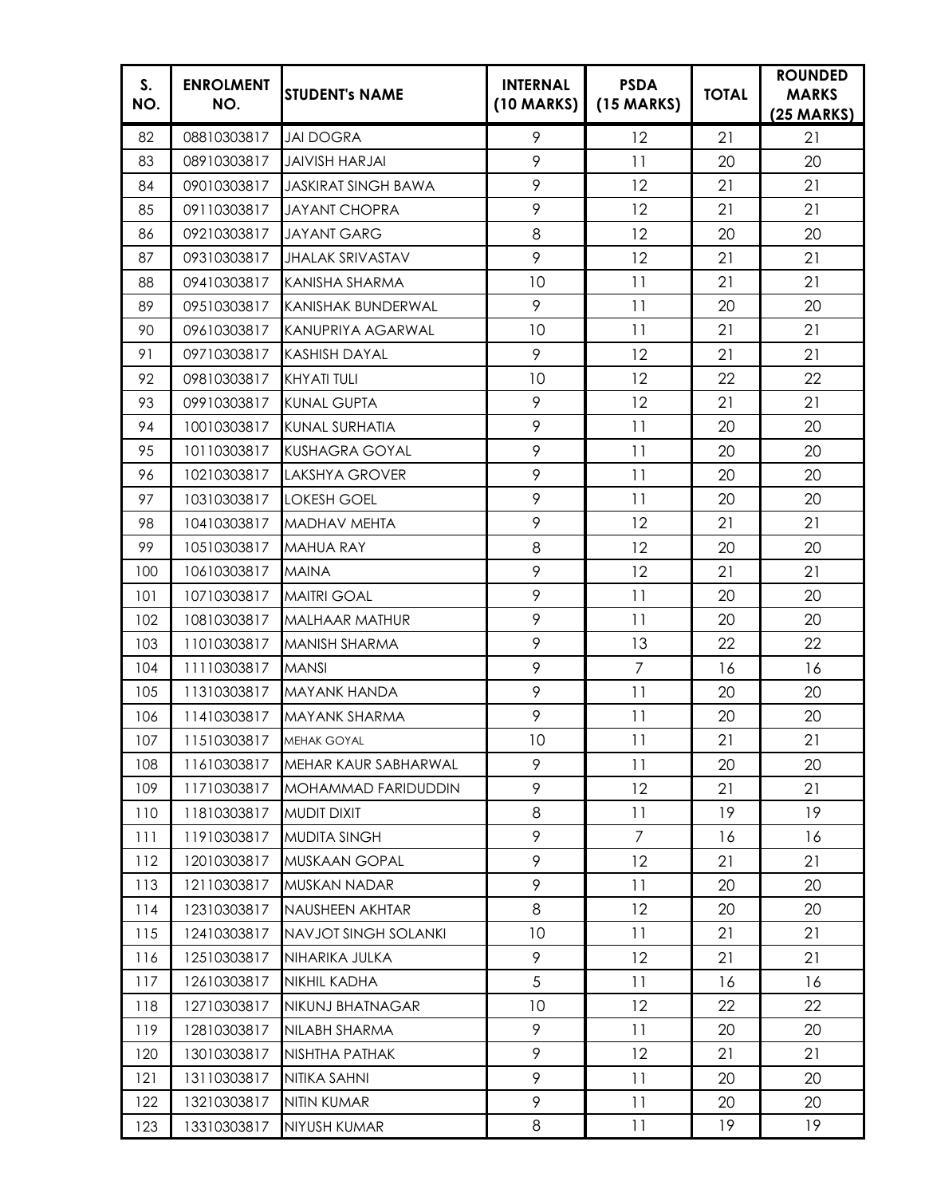| S. NO. | ENROLMENT NO. | STUDENT's NAME | INTERNAL (10 MARKS) | PSDA (15 MARKS) | TOTAL | ROUNDED MARKS (25 MARKS) |
|---|---|---|---|---|---|---|
| 82 | 08810303817 | JAI DOGRA | 9 | 12 | 21 | 21 |
| 83 | 08910303817 | JAIVISH HARJAI | 9 | 11 | 20 | 20 |
| 84 | 09010303817 | JASKIRAT SINGH BAWA | 9 | 12 | 21 | 21 |
| 85 | 09110303817 | JAYANT CHOPRA | 9 | 12 | 21 | 21 |
| 86 | 09210303817 | JAYANT GARG | 8 | 12 | 20 | 20 |
| 87 | 09310303817 | JHALAK SRIVASTAV | 9 | 12 | 21 | 21 |
| 88 | 09410303817 | KANISHA SHARMA | 10 | 11 | 21 | 21 |
| 89 | 09510303817 | KANISHAK BUNDERWAL | 9 | 11 | 20 | 20 |
| 90 | 09610303817 | KANUPRIYA AGARWAL | 10 | 11 | 21 | 21 |
| 91 | 09710303817 | KASHISH DAYAL | 9 | 12 | 21 | 21 |
| 92 | 09810303817 | KHYATI TULI | 10 | 12 | 22 | 22 |
| 93 | 09910303817 | KUNAL GUPTA | 9 | 12 | 21 | 21 |
| 94 | 10010303817 | KUNAL SURHATIA | 9 | 11 | 20 | 20 |
| 95 | 10110303817 | KUSHAGRA GOYAL | 9 | 11 | 20 | 20 |
| 96 | 10210303817 | LAKSHYA GROVER | 9 | 11 | 20 | 20 |
| 97 | 10310303817 | LOKESH GOEL | 9 | 11 | 20 | 20 |
| 98 | 10410303817 | MADHAV MEHTA | 9 | 12 | 21 | 21 |
| 99 | 10510303817 | MAHUA RAY | 8 | 12 | 20 | 20 |
| 100 | 10610303817 | MAINA | 9 | 12 | 21 | 21 |
| 101 | 10710303817 | MAITRI GOAL | 9 | 11 | 20 | 20 |
| 102 | 10810303817 | MALHAAR MATHUR | 9 | 11 | 20 | 20 |
| 103 | 11010303817 | MANISH SHARMA | 9 | 13 | 22 | 22 |
| 104 | 11110303817 | MANSI | 9 | 7 | 16 | 16 |
| 105 | 11310303817 | MAYANK HANDA | 9 | 11 | 20 | 20 |
| 106 | 11410303817 | MAYANK SHARMA | 9 | 11 | 20 | 20 |
| 107 | 11510303817 | MEHAK GOYAL | 10 | 11 | 21 | 21 |
| 108 | 11610303817 | MEHAR KAUR SABHARWAL | 9 | 11 | 20 | 20 |
| 109 | 11710303817 | MOHAMMAD FARIDUDDIN | 9 | 12 | 21 | 21 |
| 110 | 11810303817 | MUDIT DIXIT | 8 | 11 | 19 | 19 |
| 111 | 11910303817 | MUDITA SINGH | 9 | 7 | 16 | 16 |
| 112 | 12010303817 | MUSKAAN GOPAL | 9 | 12 | 21 | 21 |
| 113 | 12110303817 | MUSKAN NADAR | 9 | 11 | 20 | 20 |
| 114 | 12310303817 | NAUSHEEN AKHTAR | 8 | 12 | 20 | 20 |
| 115 | 12410303817 | NAVJOT SINGH SOLANKI | 10 | 11 | 21 | 21 |
| 116 | 12510303817 | NIHARIKA JULKA | 9 | 12 | 21 | 21 |
| 117 | 12610303817 | NIKHIL KADHA | 5 | 11 | 16 | 16 |
| 118 | 12710303817 | NIKUNJ BHATNAGAR | 10 | 12 | 22 | 22 |
| 119 | 12810303817 | NILABH SHARMA | 9 | 11 | 20 | 20 |
| 120 | 13010303817 | NISHTHA PATHAK | 9 | 12 | 21 | 21 |
| 121 | 13110303817 | NITIKA SAHNI | 9 | 11 | 20 | 20 |
| 122 | 13210303817 | NITIN KUMAR | 9 | 11 | 20 | 20 |
| 123 | 13310303817 | NIYUSH KUMAR | 8 | 11 | 19 | 19 |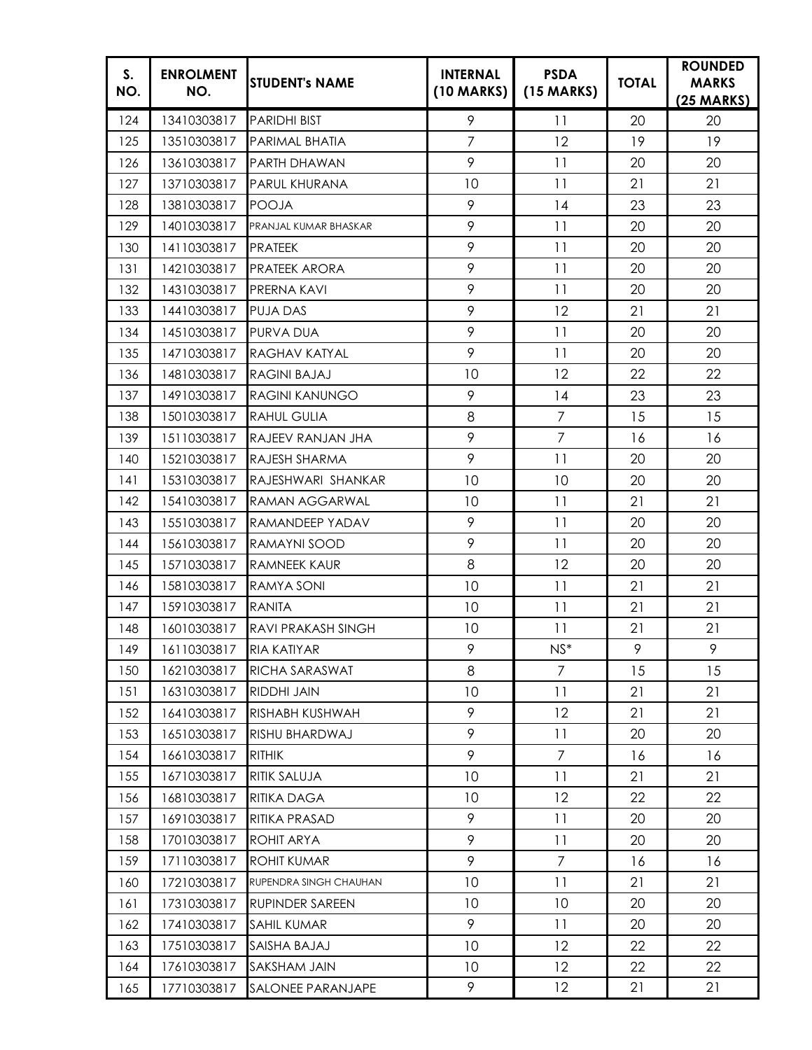| S. NO. | ENROLMENT NO. | STUDENT's NAME | INTERNAL (10 MARKS) | PSDA (15 MARKS) | TOTAL | ROUNDED MARKS (25 MARKS) |
|---|---|---|---|---|---|---|
| 124 | 13410303817 | PARIDHI BIST | 9 | 11 | 20 | 20 |
| 125 | 13510303817 | PARIMAL BHATIA | 7 | 12 | 19 | 19 |
| 126 | 13610303817 | PARTH DHAWAN | 9 | 11 | 20 | 20 |
| 127 | 13710303817 | PARUL KHURANA | 10 | 11 | 21 | 21 |
| 128 | 13810303817 | POOJA | 9 | 14 | 23 | 23 |
| 129 | 14010303817 | PRANJAL KUMAR BHASKAR | 9 | 11 | 20 | 20 |
| 130 | 14110303817 | PRATEEK | 9 | 11 | 20 | 20 |
| 131 | 14210303817 | PRATEEK ARORA | 9 | 11 | 20 | 20 |
| 132 | 14310303817 | PRERNA KAVI | 9 | 11 | 20 | 20 |
| 133 | 14410303817 | PUJA DAS | 9 | 12 | 21 | 21 |
| 134 | 14510303817 | PURVA DUA | 9 | 11 | 20 | 20 |
| 135 | 14710303817 | RAGHAV KATYAL | 9 | 11 | 20 | 20 |
| 136 | 14810303817 | RAGINI BAJAJ | 10 | 12 | 22 | 22 |
| 137 | 14910303817 | RAGINI KANUNGO | 9 | 14 | 23 | 23 |
| 138 | 15010303817 | RAHUL GULIA | 8 | 7 | 15 | 15 |
| 139 | 15110303817 | RAJEEV RANJAN JHA | 9 | 7 | 16 | 16 |
| 140 | 15210303817 | RAJESH SHARMA | 9 | 11 | 20 | 20 |
| 141 | 15310303817 | RAJESHWARI SHANKAR | 10 | 10 | 20 | 20 |
| 142 | 15410303817 | RAMAN AGGARWAL | 10 | 11 | 21 | 21 |
| 143 | 15510303817 | RAMANDEEP YADAV | 9 | 11 | 20 | 20 |
| 144 | 15610303817 | RAMAYNI SOOD | 9 | 11 | 20 | 20 |
| 145 | 15710303817 | RAMNEEK KAUR | 8 | 12 | 20 | 20 |
| 146 | 15810303817 | RAMYA SONI | 10 | 11 | 21 | 21 |
| 147 | 15910303817 | RANITA | 10 | 11 | 21 | 21 |
| 148 | 16010303817 | RAVI PRAKASH SINGH | 10 | 11 | 21 | 21 |
| 149 | 16110303817 | RIA KATIYAR | 9 | NS* | 9 | 9 |
| 150 | 16210303817 | RICHA SARASWAT | 8 | 7 | 15 | 15 |
| 151 | 16310303817 | RIDDHI JAIN | 10 | 11 | 21 | 21 |
| 152 | 16410303817 | RISHABH KUSHWAH | 9 | 12 | 21 | 21 |
| 153 | 16510303817 | RISHU BHARDWAJ | 9 | 11 | 20 | 20 |
| 154 | 16610303817 | RITHIK | 9 | 7 | 16 | 16 |
| 155 | 16710303817 | RITIK SALUJA | 10 | 11 | 21 | 21 |
| 156 | 16810303817 | RITIKA DAGA | 10 | 12 | 22 | 22 |
| 157 | 16910303817 | RITIKA PRASAD | 9 | 11 | 20 | 20 |
| 158 | 17010303817 | ROHIT ARYA | 9 | 11 | 20 | 20 |
| 159 | 17110303817 | ROHIT KUMAR | 9 | 7 | 16 | 16 |
| 160 | 17210303817 | RUPENDRA SINGH CHAUHAN | 10 | 11 | 21 | 21 |
| 161 | 17310303817 | RUPINDER SAREEN | 10 | 10 | 20 | 20 |
| 162 | 17410303817 | SAHIL KUMAR | 9 | 11 | 20 | 20 |
| 163 | 17510303817 | SAISHA BAJAJ | 10 | 12 | 22 | 22 |
| 164 | 17610303817 | SAKSHAM JAIN | 10 | 12 | 22 | 22 |
| 165 | 17710303817 | SALONEE PARANJAPE | 9 | 12 | 21 | 21 |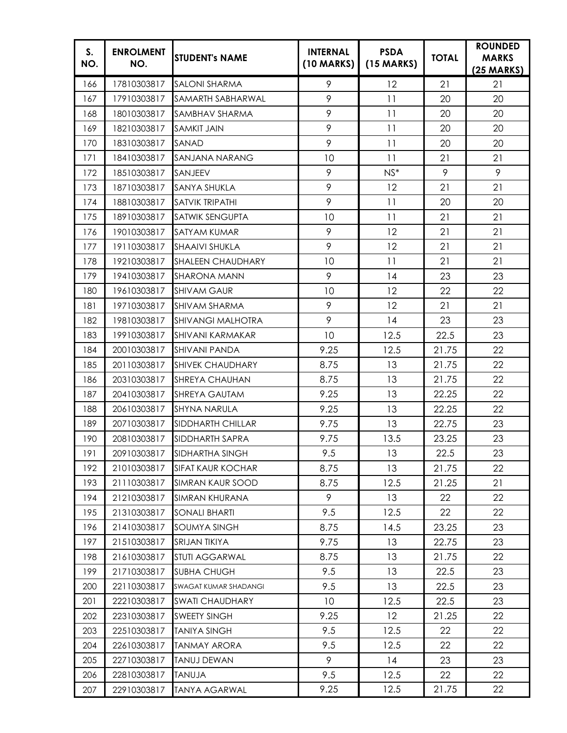| S. NO. | ENROLMENT NO. | STUDENT's NAME | INTERNAL (10 MARKS) | PSDA (15 MARKS) | TOTAL | ROUNDED MARKS (25 MARKS) |
|---|---|---|---|---|---|---|
| 166 | 17810303817 | SALONI SHARMA | 9 | 12 | 21 | 21 |
| 167 | 17910303817 | SAMARTH SABHARWAL | 9 | 11 | 20 | 20 |
| 168 | 18010303817 | SAMBHAV SHARMA | 9 | 11 | 20 | 20 |
| 169 | 18210303817 | SAMKIT JAIN | 9 | 11 | 20 | 20 |
| 170 | 18310303817 | SANAD | 9 | 11 | 20 | 20 |
| 171 | 18410303817 | SANJANA NARANG | 10 | 11 | 21 | 21 |
| 172 | 18510303817 | SANJEEV | 9 | NS* | 9 | 9 |
| 173 | 18710303817 | SANYA SHUKLA | 9 | 12 | 21 | 21 |
| 174 | 18810303817 | SATVIK TRIPATHI | 9 | 11 | 20 | 20 |
| 175 | 18910303817 | SATWIK SENGUPTA | 10 | 11 | 21 | 21 |
| 176 | 19010303817 | SATYAM KUMAR | 9 | 12 | 21 | 21 |
| 177 | 19110303817 | SHAAIVI SHUKLA | 9 | 12 | 21 | 21 |
| 178 | 19210303817 | SHALEEN CHAUDHARY | 10 | 11 | 21 | 21 |
| 179 | 19410303817 | SHARONA MANN | 9 | 14 | 23 | 23 |
| 180 | 19610303817 | SHIVAM GAUR | 10 | 12 | 22 | 22 |
| 181 | 19710303817 | SHIVAM SHARMA | 9 | 12 | 21 | 21 |
| 182 | 19810303817 | SHIVANGI MALHOTRA | 9 | 14 | 23 | 23 |
| 183 | 19910303817 | SHIVANI KARMAKAR | 10 | 12.5 | 22.5 | 23 |
| 184 | 20010303817 | SHIVANI PANDA | 9.25 | 12.5 | 21.75 | 22 |
| 185 | 20110303817 | SHIVEK CHAUDHARY | 8.75 | 13 | 21.75 | 22 |
| 186 | 20310303817 | SHREYA CHAUHAN | 8.75 | 13 | 21.75 | 22 |
| 187 | 20410303817 | SHREYA GAUTAM | 9.25 | 13 | 22.25 | 22 |
| 188 | 20610303817 | SHYNA NARULA | 9.25 | 13 | 22.25 | 22 |
| 189 | 20710303817 | SIDDHARTH CHILLAR | 9.75 | 13 | 22.75 | 23 |
| 190 | 20810303817 | SIDDHARTH SAPRA | 9.75 | 13.5 | 23.25 | 23 |
| 191 | 20910303817 | SIDHARTHA SINGH | 9.5 | 13 | 22.5 | 23 |
| 192 | 21010303817 | SIFAT KAUR KOCHAR | 8.75 | 13 | 21.75 | 22 |
| 193 | 21110303817 | SIMRAN KAUR SOOD | 8.75 | 12.5 | 21.25 | 21 |
| 194 | 21210303817 | SIMRAN KHURANA | 9 | 13 | 22 | 22 |
| 195 | 21310303817 | SONALI BHARTI | 9.5 | 12.5 | 22 | 22 |
| 196 | 21410303817 | SOUMYA SINGH | 8.75 | 14.5 | 23.25 | 23 |
| 197 | 21510303817 | SRIJAN TIKIYA | 9.75 | 13 | 22.75 | 23 |
| 198 | 21610303817 | STUTI AGGARWAL | 8.75 | 13 | 21.75 | 22 |
| 199 | 21710303817 | SUBHA CHUGH | 9.5 | 13 | 22.5 | 23 |
| 200 | 22110303817 | SWAGAT KUMAR SHADANGI | 9.5 | 13 | 22.5 | 23 |
| 201 | 22210303817 | SWATI CHAUDHARY | 10 | 12.5 | 22.5 | 23 |
| 202 | 22310303817 | SWEETY SINGH | 9.25 | 12 | 21.25 | 22 |
| 203 | 22510303817 | TANIYA SINGH | 9.5 | 12.5 | 22 | 22 |
| 204 | 22610303817 | TANMAY ARORA | 9.5 | 12.5 | 22 | 22 |
| 205 | 22710303817 | TANUJ DEWAN | 9 | 14 | 23 | 23 |
| 206 | 22810303817 | TANUJA | 9.5 | 12.5 | 22 | 22 |
| 207 | 22910303817 | TANYA AGARWAL | 9.25 | 12.5 | 21.75 | 22 |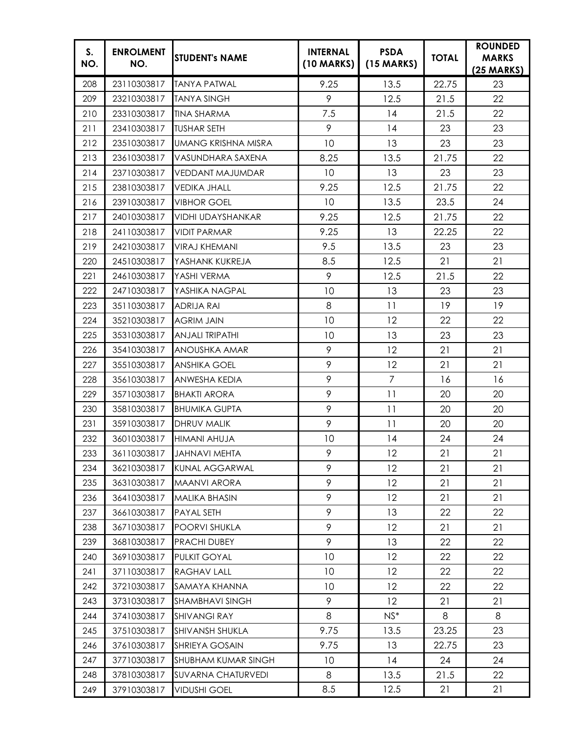| S. NO. | ENROLMENT NO. | STUDENT's NAME | INTERNAL (10 MARKS) | PSDA (15 MARKS) | TOTAL | ROUNDED MARKS (25 MARKS) |
|---|---|---|---|---|---|---|
| 208 | 23110303817 | TANYA PATWAL | 9.25 | 13.5 | 22.75 | 23 |
| 209 | 23210303817 | TANYA SINGH | 9 | 12.5 | 21.5 | 22 |
| 210 | 23310303817 | TINA SHARMA | 7.5 | 14 | 21.5 | 22 |
| 211 | 23410303817 | TUSHAR SETH | 9 | 14 | 23 | 23 |
| 212 | 23510303817 | UMANG KRISHNA MISRA | 10 | 13 | 23 | 23 |
| 213 | 23610303817 | VASUNDHARA SAXENA | 8.25 | 13.5 | 21.75 | 22 |
| 214 | 23710303817 | VEDDANT MAJUMDAR | 10 | 13 | 23 | 23 |
| 215 | 23810303817 | VEDIKA JHALL | 9.25 | 12.5 | 21.75 | 22 |
| 216 | 23910303817 | VIBHOR GOEL | 10 | 13.5 | 23.5 | 24 |
| 217 | 24010303817 | VIDHI UDAYSHANKAR | 9.25 | 12.5 | 21.75 | 22 |
| 218 | 24110303817 | VIDIT PARMAR | 9.25 | 13 | 22.25 | 22 |
| 219 | 24210303817 | VIRAJ KHEMANI | 9.5 | 13.5 | 23 | 23 |
| 220 | 24510303817 | YASHANK KUKREJA | 8.5 | 12.5 | 21 | 21 |
| 221 | 24610303817 | YASHI VERMA | 9 | 12.5 | 21.5 | 22 |
| 222 | 24710303817 | YASHIKA NAGPAL | 10 | 13 | 23 | 23 |
| 223 | 35110303817 | ADRIJA RAI | 8 | 11 | 19 | 19 |
| 224 | 35210303817 | AGRIM JAIN | 10 | 12 | 22 | 22 |
| 225 | 35310303817 | ANJALI TRIPATHI | 10 | 13 | 23 | 23 |
| 226 | 35410303817 | ANOUSHKA AMAR | 9 | 12 | 21 | 21 |
| 227 | 35510303817 | ANSHIKA GOEL | 9 | 12 | 21 | 21 |
| 228 | 35610303817 | ANWESHA KEDIA | 9 | 7 | 16 | 16 |
| 229 | 35710303817 | BHAKTI ARORA | 9 | 11 | 20 | 20 |
| 230 | 35810303817 | BHUMIKA GUPTA | 9 | 11 | 20 | 20 |
| 231 | 35910303817 | DHRUV MALIK | 9 | 11 | 20 | 20 |
| 232 | 36010303817 | HIMANI AHUJA | 10 | 14 | 24 | 24 |
| 233 | 36110303817 | JAHNAVI MEHTA | 9 | 12 | 21 | 21 |
| 234 | 36210303817 | KUNAL AGGARWAL | 9 | 12 | 21 | 21 |
| 235 | 36310303817 | MAANVI ARORA | 9 | 12 | 21 | 21 |
| 236 | 36410303817 | MALIKA BHASIN | 9 | 12 | 21 | 21 |
| 237 | 36610303817 | PAYAL SETH | 9 | 13 | 22 | 22 |
| 238 | 36710303817 | POORVI SHUKLA | 9 | 12 | 21 | 21 |
| 239 | 36810303817 | PRACHI DUBEY | 9 | 13 | 22 | 22 |
| 240 | 36910303817 | PULKIT GOYAL | 10 | 12 | 22 | 22 |
| 241 | 37110303817 | RAGHAV LALL | 10 | 12 | 22 | 22 |
| 242 | 37210303817 | SAMAYA KHANNA | 10 | 12 | 22 | 22 |
| 243 | 37310303817 | SHAMBHAVI SINGH | 9 | 12 | 21 | 21 |
| 244 | 37410303817 | SHIVANGI RAY | 8 | NS* | 8 | 8 |
| 245 | 37510303817 | SHIVANSH SHUKLA | 9.75 | 13.5 | 23.25 | 23 |
| 246 | 37610303817 | SHRIEYA GOSAIN | 9.75 | 13 | 22.75 | 23 |
| 247 | 37710303817 | SHUBHAM KUMAR SINGH | 10 | 14 | 24 | 24 |
| 248 | 37810303817 | SUVARNA CHATURVEDI | 8 | 13.5 | 21.5 | 22 |
| 249 | 37910303817 | VIDUSHI GOEL | 8.5 | 12.5 | 21 | 21 |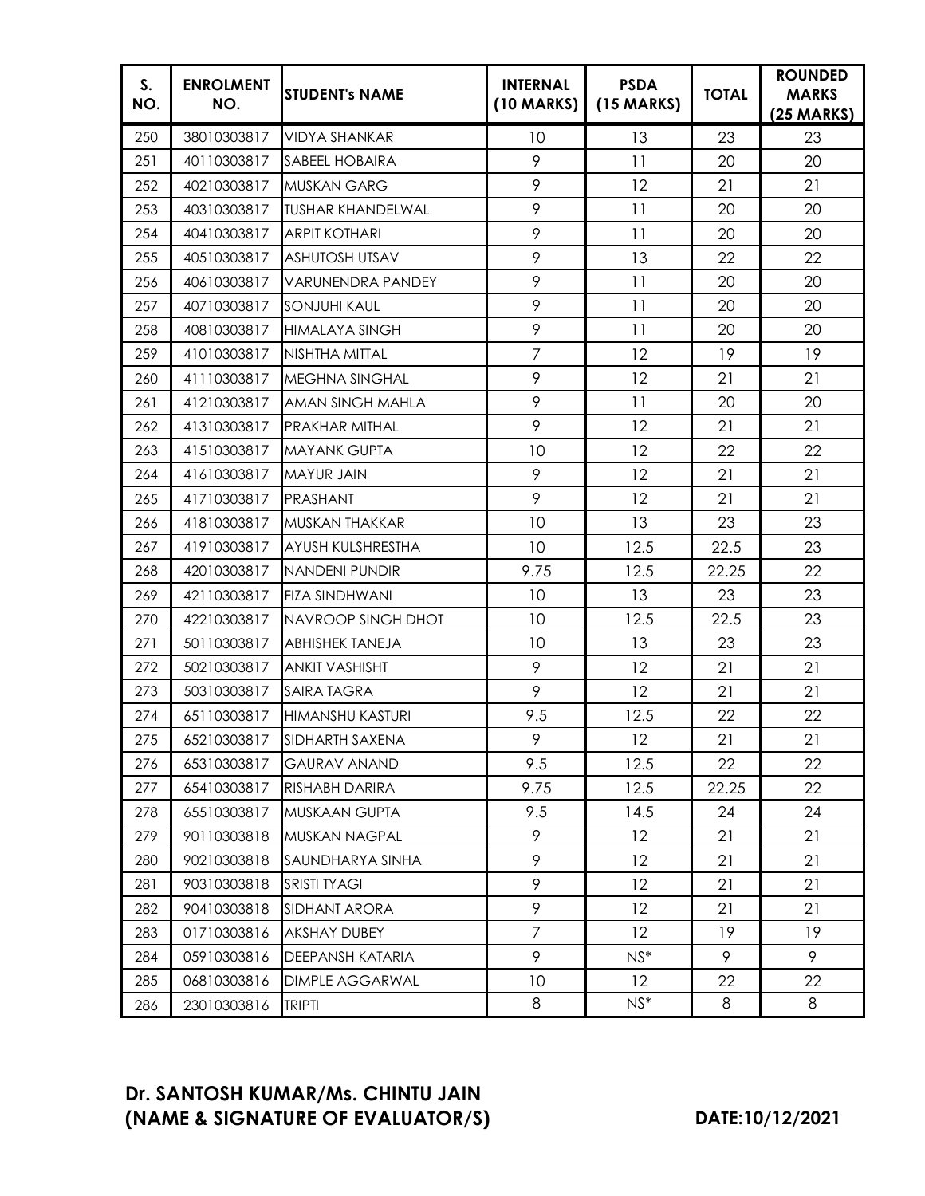| S. NO. | ENROLMENT NO. | STUDENT's NAME | INTERNAL (10 MARKS) | PSDA (15 MARKS) | TOTAL | ROUNDED MARKS (25 MARKS) |
|---|---|---|---|---|---|---|
| 250 | 38010303817 | VIDYA SHANKAR | 10 | 13 | 23 | 23 |
| 251 | 40110303817 | SABEEL HOBAIRA | 9 | 11 | 20 | 20 |
| 252 | 40210303817 | MUSKAN GARG | 9 | 12 | 21 | 21 |
| 253 | 40310303817 | TUSHAR KHANDELWAL | 9 | 11 | 20 | 20 |
| 254 | 40410303817 | ARPIT KOTHARI | 9 | 11 | 20 | 20 |
| 255 | 40510303817 | ASHUTOSH UTSAV | 9 | 13 | 22 | 22 |
| 256 | 40610303817 | VARUNENDRA PANDEY | 9 | 11 | 20 | 20 |
| 257 | 40710303817 | SONJUHI KAUL | 9 | 11 | 20 | 20 |
| 258 | 40810303817 | HIMALAYA SINGH | 9 | 11 | 20 | 20 |
| 259 | 41010303817 | NISHTHA MITTAL | 7 | 12 | 19 | 19 |
| 260 | 41110303817 | MEGHNA SINGHAL | 9 | 12 | 21 | 21 |
| 261 | 41210303817 | AMAN SINGH MAHLA | 9 | 11 | 20 | 20 |
| 262 | 41310303817 | PRAKHAR MITHAL | 9 | 12 | 21 | 21 |
| 263 | 41510303817 | MAYANK GUPTA | 10 | 12 | 22 | 22 |
| 264 | 41610303817 | MAYUR JAIN | 9 | 12 | 21 | 21 |
| 265 | 41710303817 | PRASHANT | 9 | 12 | 21 | 21 |
| 266 | 41810303817 | MUSKAN THAKKAR | 10 | 13 | 23 | 23 |
| 267 | 41910303817 | AYUSH KULSHRESTHA | 10 | 12.5 | 22.5 | 23 |
| 268 | 42010303817 | NANDENI PUNDIR | 9.75 | 12.5 | 22.25 | 22 |
| 269 | 42110303817 | FIZA SINDHWANI | 10 | 13 | 23 | 23 |
| 270 | 42210303817 | NAVROOP SINGH DHOT | 10 | 12.5 | 22.5 | 23 |
| 271 | 50110303817 | ABHISHEK TANEJA | 10 | 13 | 23 | 23 |
| 272 | 50210303817 | ANKIT VASHISHT | 9 | 12 | 21 | 21 |
| 273 | 50310303817 | SAIRA TAGRA | 9 | 12 | 21 | 21 |
| 274 | 65110303817 | HIMANSHU KASTURI | 9.5 | 12.5 | 22 | 22 |
| 275 | 65210303817 | SIDHARTH SAXENA | 9 | 12 | 21 | 21 |
| 276 | 65310303817 | GAURAV ANAND | 9.5 | 12.5 | 22 | 22 |
| 277 | 65410303817 | RISHABH DARIRA | 9.75 | 12.5 | 22.25 | 22 |
| 278 | 65510303817 | MUSKAAN GUPTA | 9.5 | 14.5 | 24 | 24 |
| 279 | 90110303818 | MUSKAN NAGPAL | 9 | 12 | 21 | 21 |
| 280 | 90210303818 | SAUNDHARYA SINHA | 9 | 12 | 21 | 21 |
| 281 | 90310303818 | SRISTI TYAGI | 9 | 12 | 21 | 21 |
| 282 | 90410303818 | SIDHANT ARORA | 9 | 12 | 21 | 21 |
| 283 | 01710303816 | AKSHAY DUBEY | 7 | 12 | 19 | 19 |
| 284 | 05910303816 | DEEPANSH KATARIA | 9 | NS* | 9 | 9 |
| 285 | 06810303816 | DIMPLE AGGARWAL | 10 | 12 | 22 | 22 |
| 286 | 23010303816 | TRIPTI | 8 | NS* | 8 | 8 |

**Dr. SANTOSH KUMAR/Ms. CHINTU JAIN**
**(NAME & SIGNATURE OF EVALUATOR/S)** **DATE:10/12/2021**